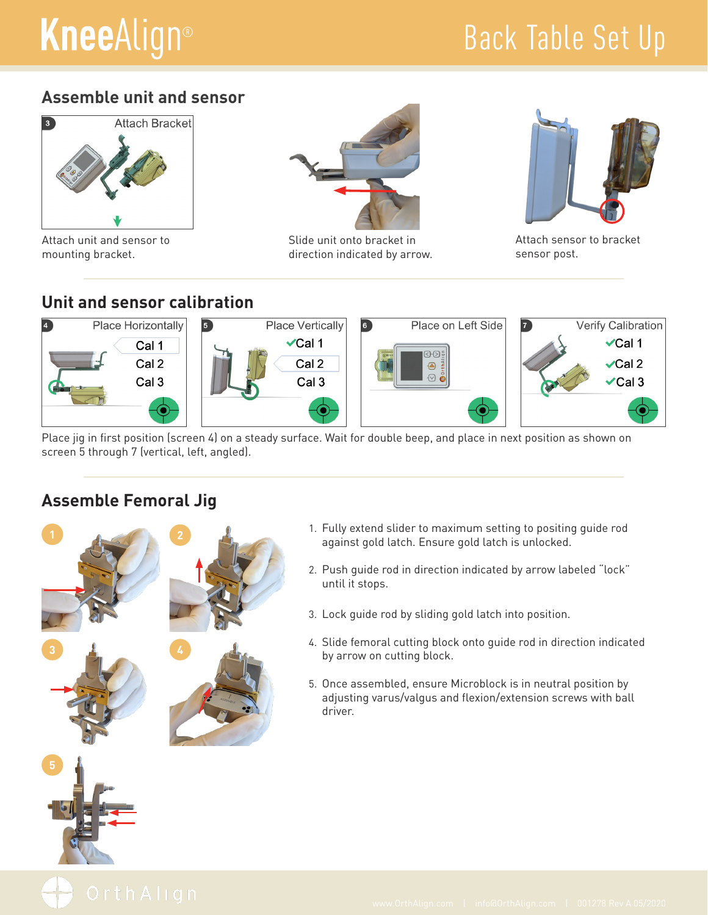# KneeAlign®

# Back Table Set Up

## Assemble unit and sensor

Attach unit and sensor to mounting bracket.

Slide unit onto bracket in direction indicated by arrow.

Attach sensor to bracket sensor post.

## Unit and sensor calibration

Place jig in first position (screen 4) on a steady surface. Wait for double beep, and place in next position as shown on screen 5 through 7 (vertical, left, angled).

## Assemble Femoral Jig

1. Fully extend slider to maximum setting to positing guide rod against gold latch. Ensure gold latch is unlocked.
2. Push guide rod in direction indicated by arrow labeled "lock" until it stops.
3. Lock guide rod by sliding gold latch into position.
4. Slide femoral cutting block onto guide rod in direction indicated by arrow on cutting block.
5. Once assembled, ensure Microblock is in neutral position by adjusting varus/valgus and flexion/extension screws with ball driver.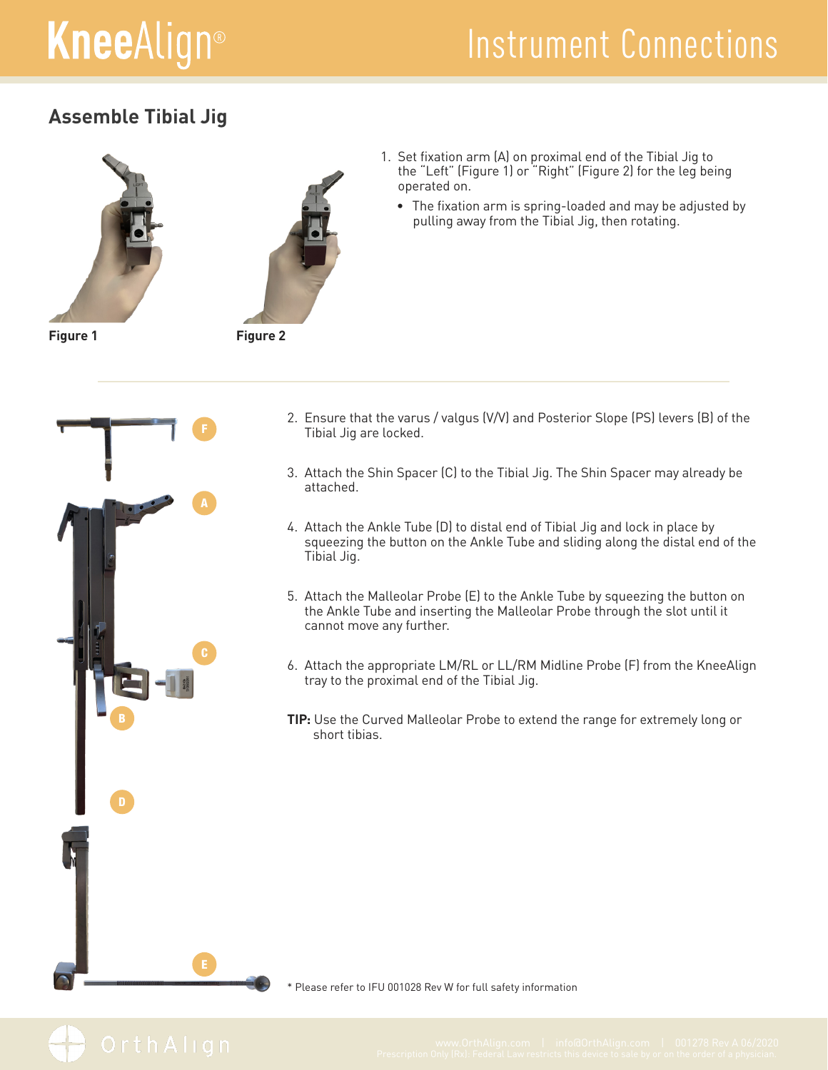# KneeAlign® Instrument Connections

## Assemble Tibial Jig

Figure 1

Figure 2

1. Set fixation arm (A) on proximal end of the Tibial Jig to the "Left" (Figure 1) or "Right" (Figure 2) for the leg being operated on.
   - The fixation arm is spring-loaded and may be adjusted by pulling away from the Tibial Jig, then rotating.

F

A

C

B

D

E

2. Ensure that the varus / valgus (V/V) and Posterior Slope (PS) levers (B) of the Tibial Jig are locked.
3. Attach the Shin Spacer (C) to the Tibial Jig. The Shin Spacer may already be attached.
4. Attach the Ankle Tube (D) to distal end of Tibial Jig and lock in place by squeezing the button on the Ankle Tube and sliding along the distal end of the Tibial Jig.
5. Attach the Malleolar Probe (E) to the Ankle Tube by squeezing the button on the Ankle Tube and inserting the Malleolar Probe through the slot until it cannot move any further.
6. Attach the appropriate LM/RL or LL/RM Midline Probe (F) from the KneeAlign tray to the proximal end of the Tibial Jig.

**TIP:** Use the Curved Malleolar Probe to extend the range for extremely long or short tibias.

* Please refer to IFU 001028 Rev W for full safety information

OrthAlign

www.OrthAlign.com | info@OrthAlign.com | 001278 Rev A 06/2020
Prescription Only (Rx): Federal Law restricts this device to sale by or on the order of a physician.